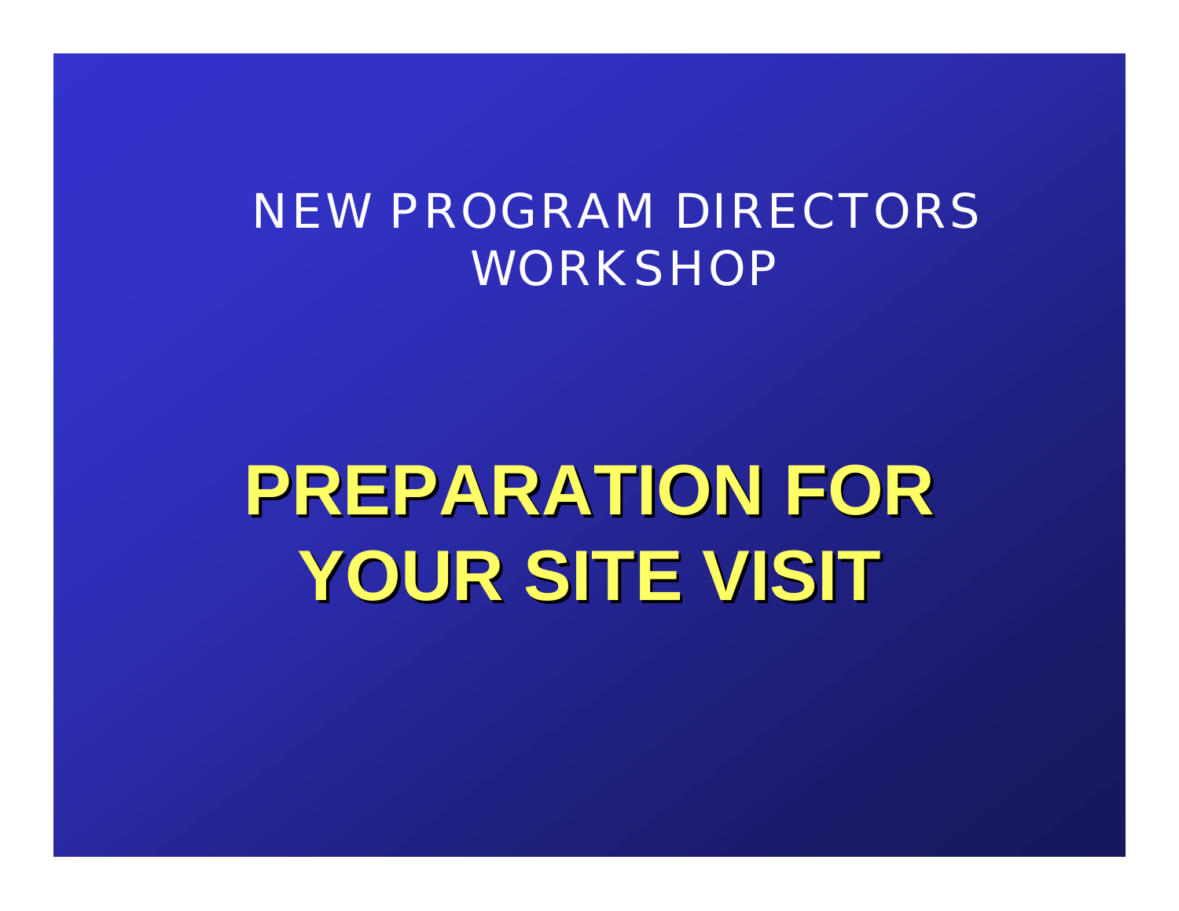## NEW PROGRAM DIRECTORS WORKSHOP

# PREPARATION FOR YOUR SITE VISIT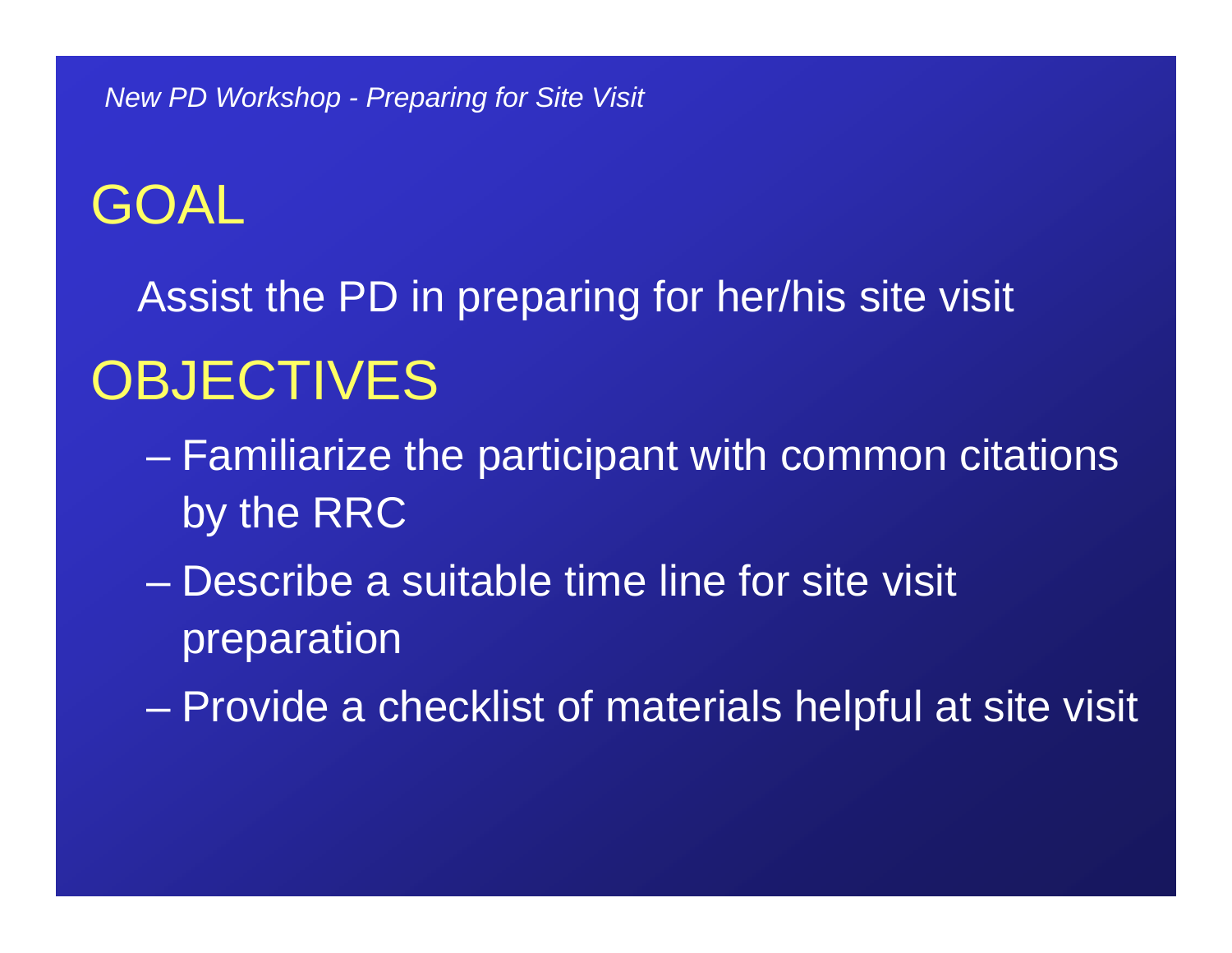# GOAL

Assist the PD in preparing for her/his site visit

# OBJECTIVES

- Familiarize the participant with common citations by the RRC
- Describe a suitable time line for site visit preparation
- Provide a checklist of materials helpful at site visit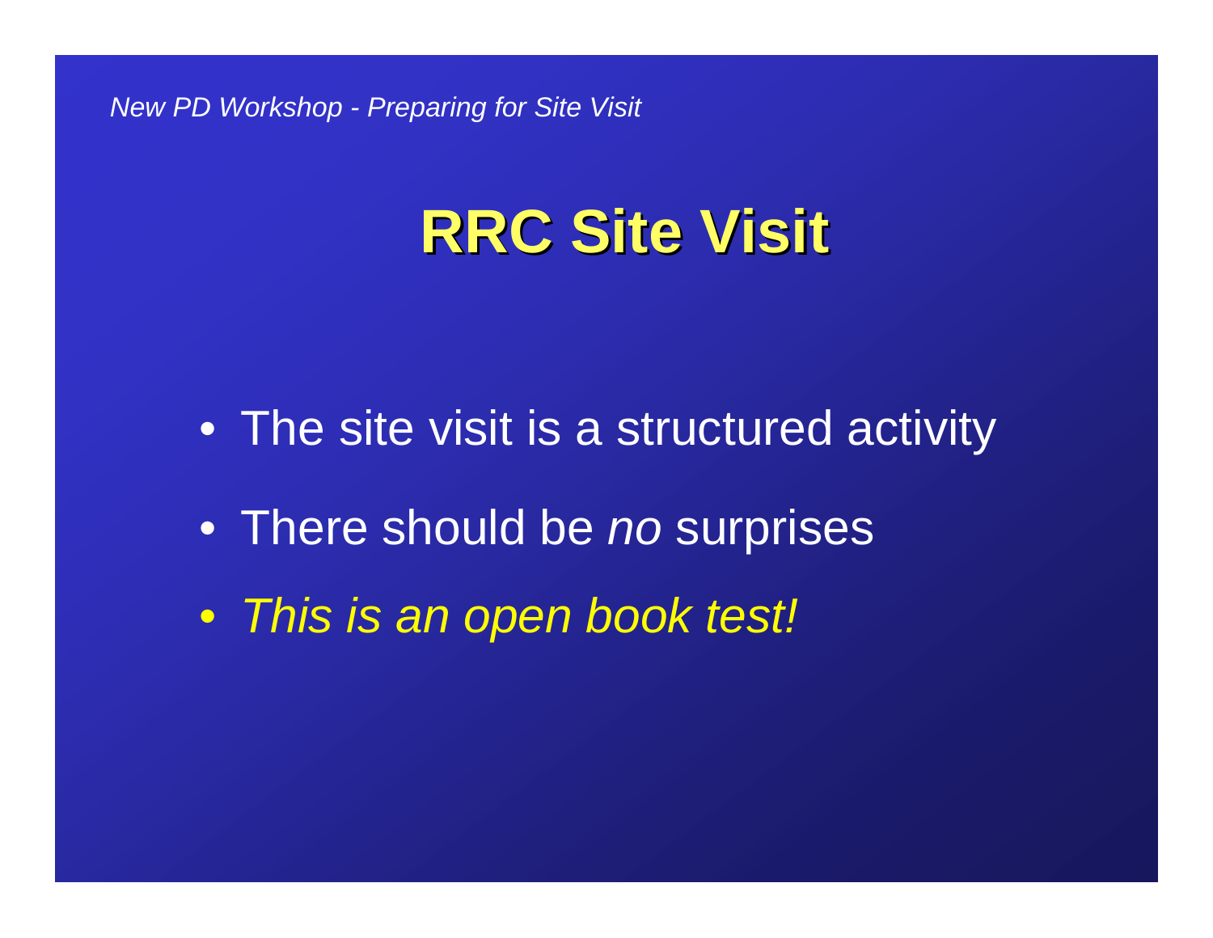# RRC Site Visit

- The site visit is a structured activity
- There should be *no* surprises
- *This is an open book test!*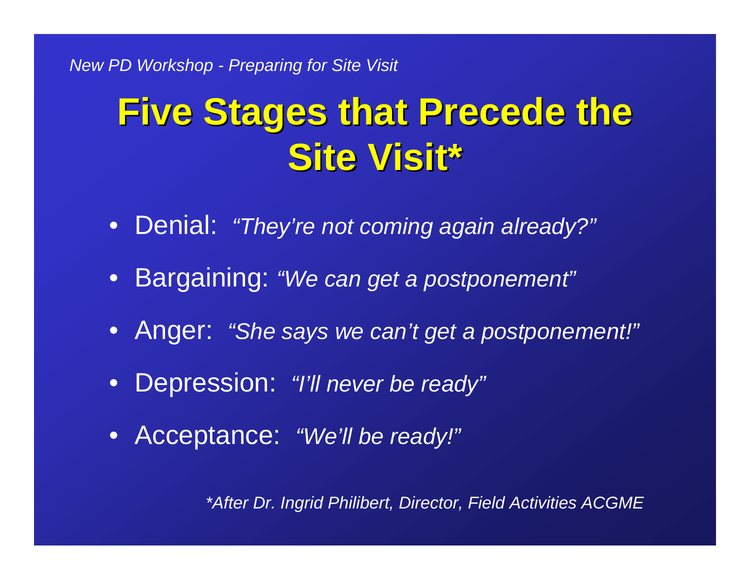# Five Stages that Precede the Site Visit*

- Denial: *"They're not coming again already?"*
- Bargaining: *"We can get a postponement"*
- Anger: *"She says we can't get a postponement!"*
- Depression: *"I'll never be ready"*
- Acceptance: *"We'll be ready!"*

*\*After Dr. Ingrid Philibert, Director, Field Activities ACGME*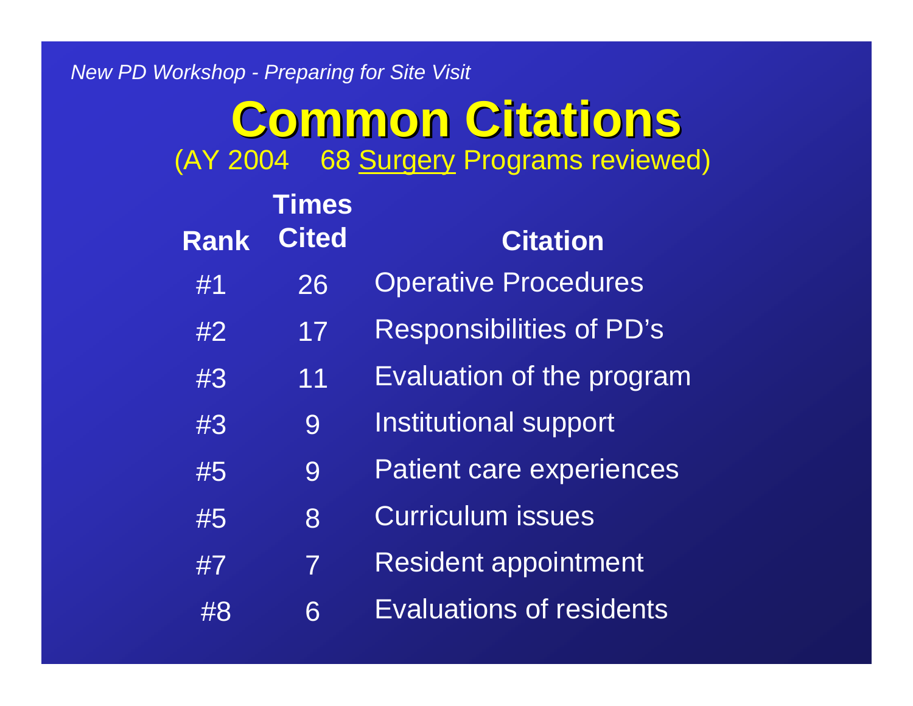# Common Citations

(AY 2004 68 Surgery Programs reviewed)

| Rank | Times Cited | Citation |
|---|---|---|
| #1 | 26 | Operative Procedures |
| #2 | 17 | Responsibilities of PD's |
| #3 | 11 | Evaluation of the program |
| #3 | 9 | Institutional support |
| #5 | 9 | Patient care experiences |
| #5 | 8 | Curriculum issues |
| #7 | 7 | Resident appointment |
| #8 | 6 | Evaluations of residents |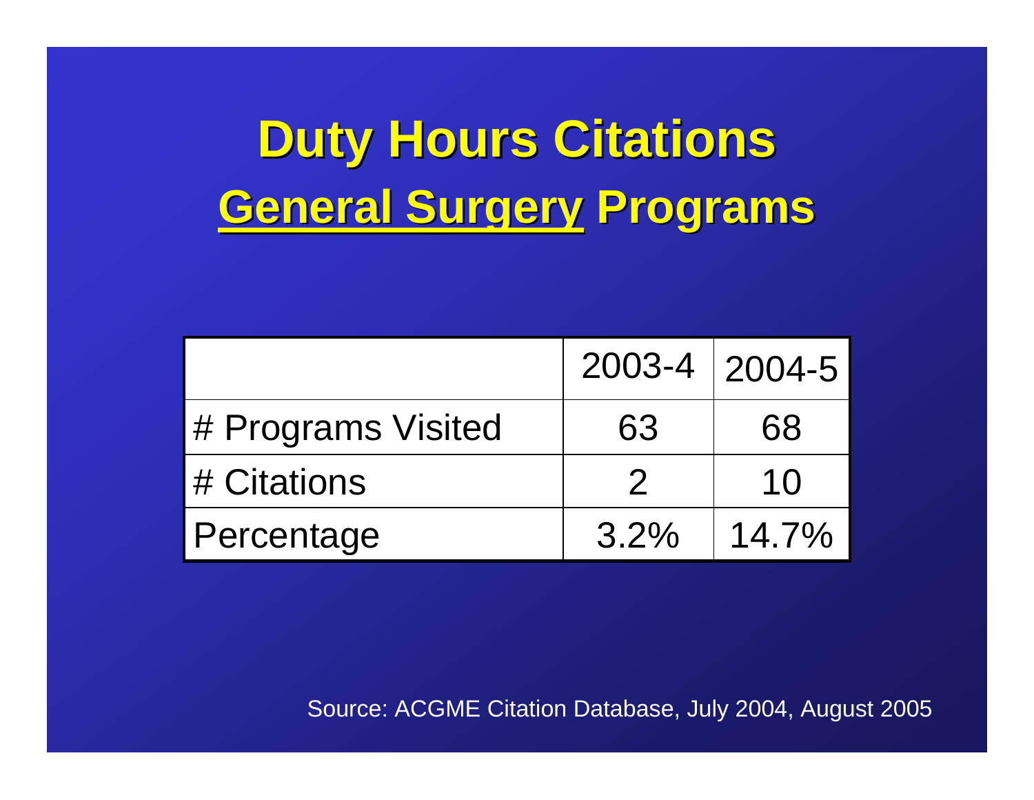# Duty Hours Citations
## General Surgery Programs

| | 2003-4 | 2004-5 |
|---|---|---|
| # Programs Visited | 63 | 68 |
| # Citations | 2 | 10 |
| Percentage | 3.2% | 14.7% |

Source: ACGME Citation Database, July 2004, August 2005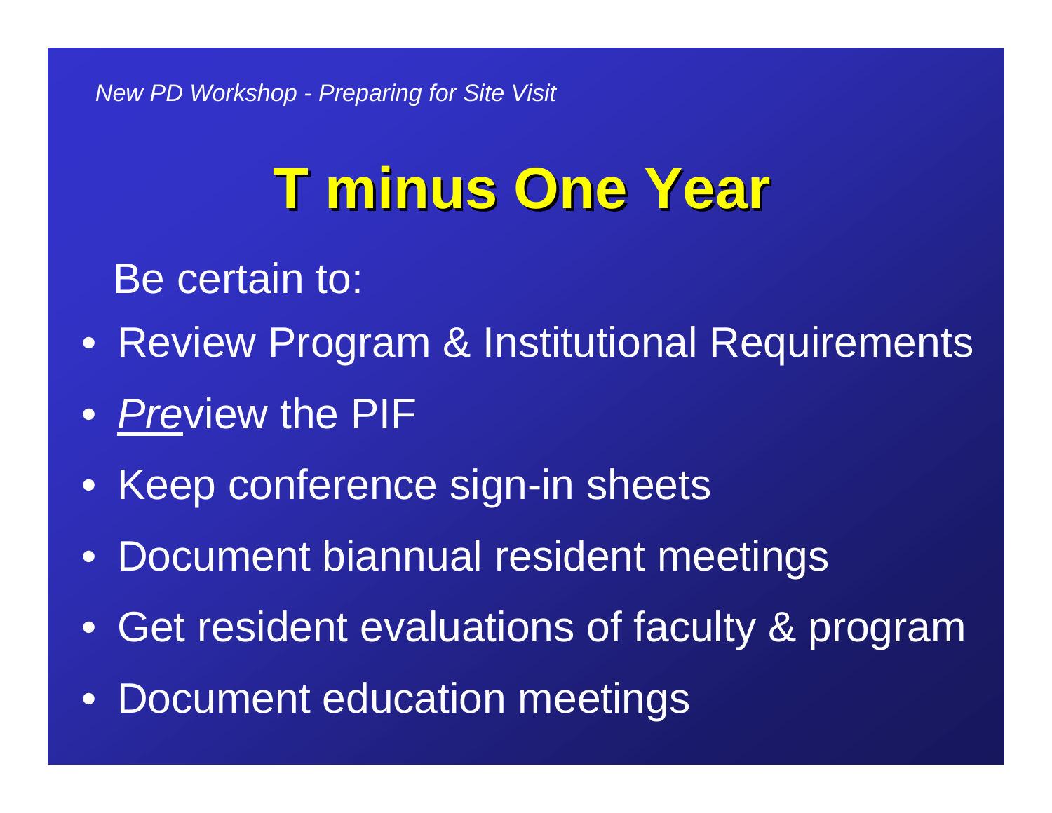# T minus One Year

Be certain to:

- Review Program & Institutional Requirements
- *Pre*view the PIF
- Keep conference sign-in sheets
- Document biannual resident meetings
- Get resident evaluations of faculty & program
- Document education meetings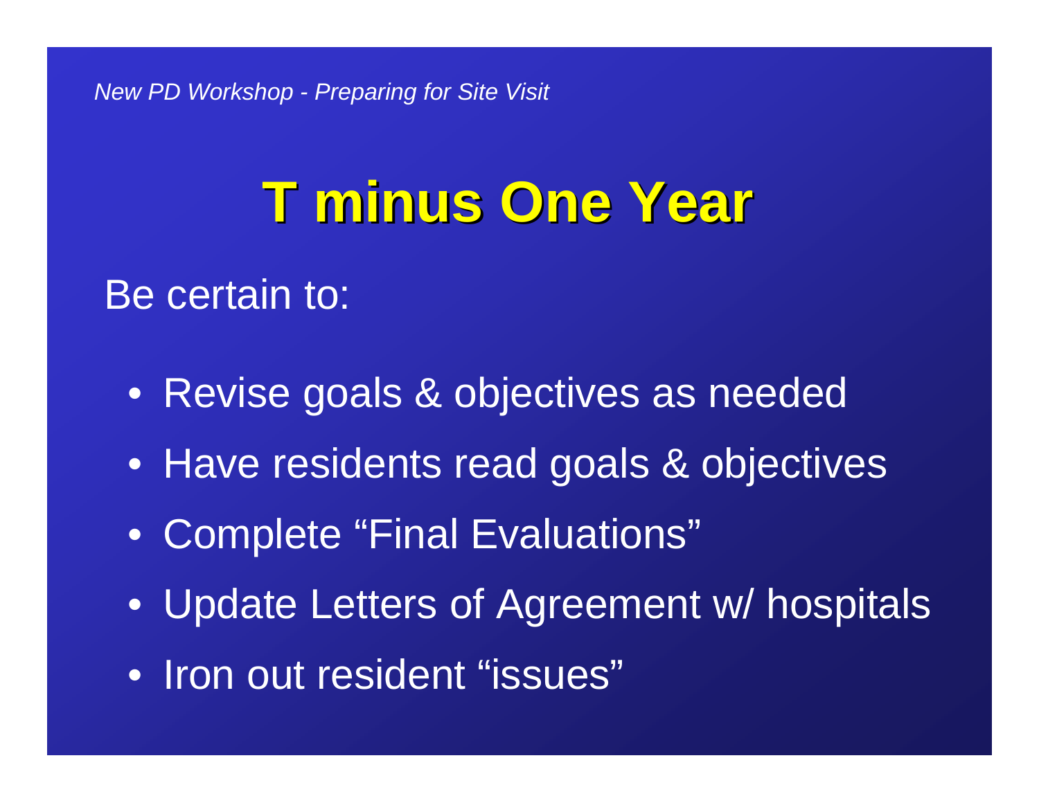# T minus One Year

Be certain to:

- Revise goals & objectives as needed
- Have residents read goals & objectives
- Complete "Final Evaluations"
- Update Letters of Agreement w/ hospitals
- Iron out resident "issues"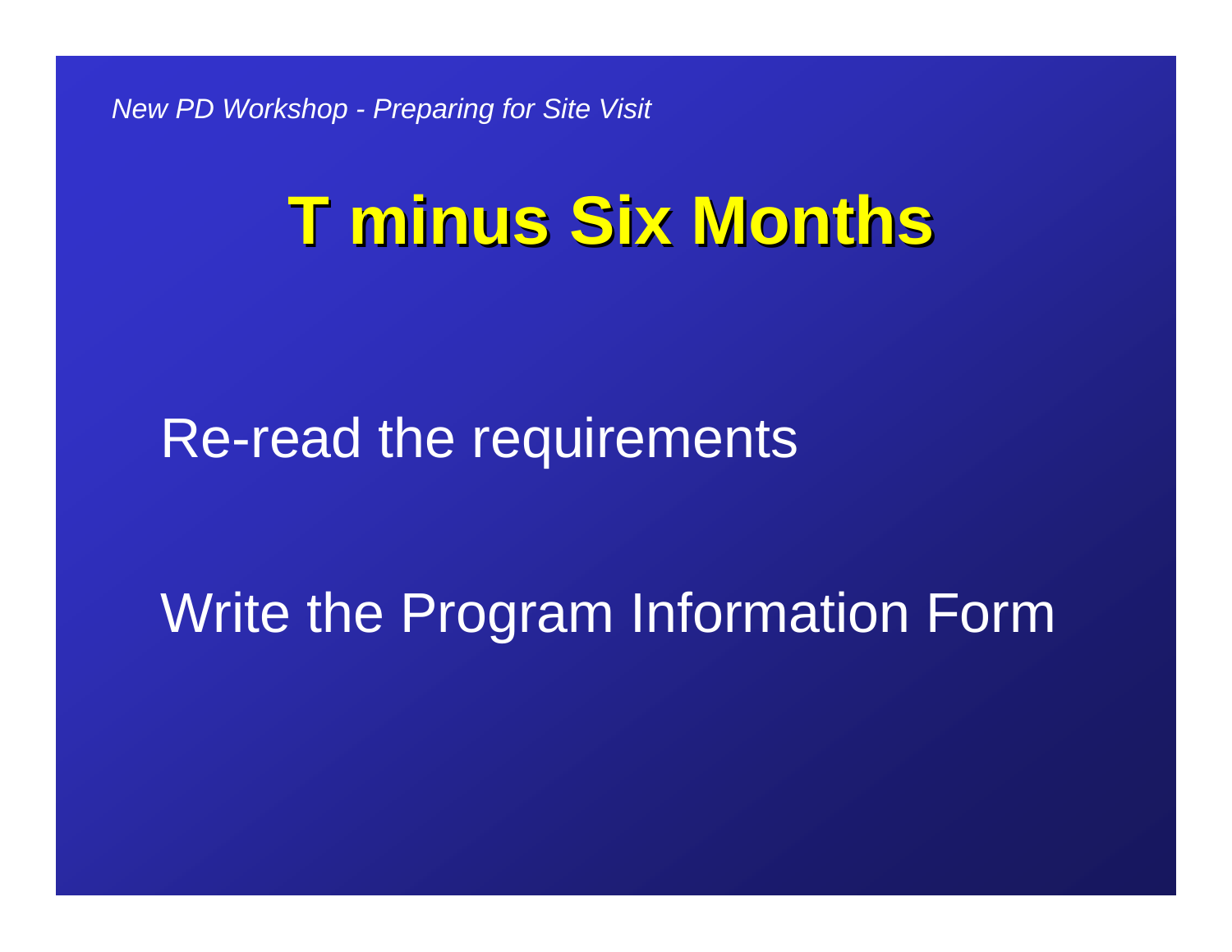# T minus Six Months

Re-read the requirements

Write the Program Information Form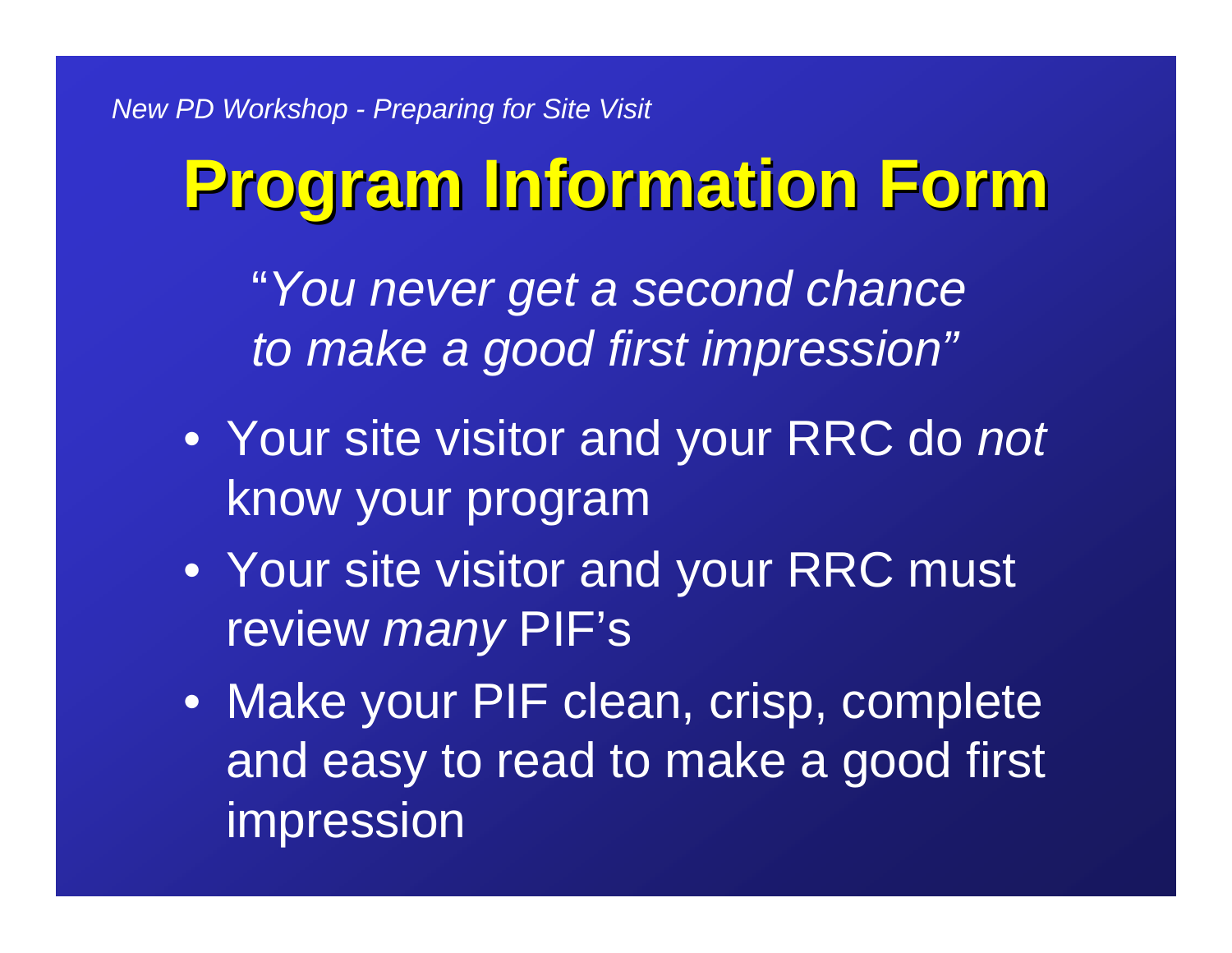# Program Information Form

"*You never get a second chance to make a good first impression*"

- Your site visitor and your RRC do *not* know your program
- Your site visitor and your RRC must review *many* PIF's
- Make your PIF clean, crisp, complete and easy to read to make a good first impression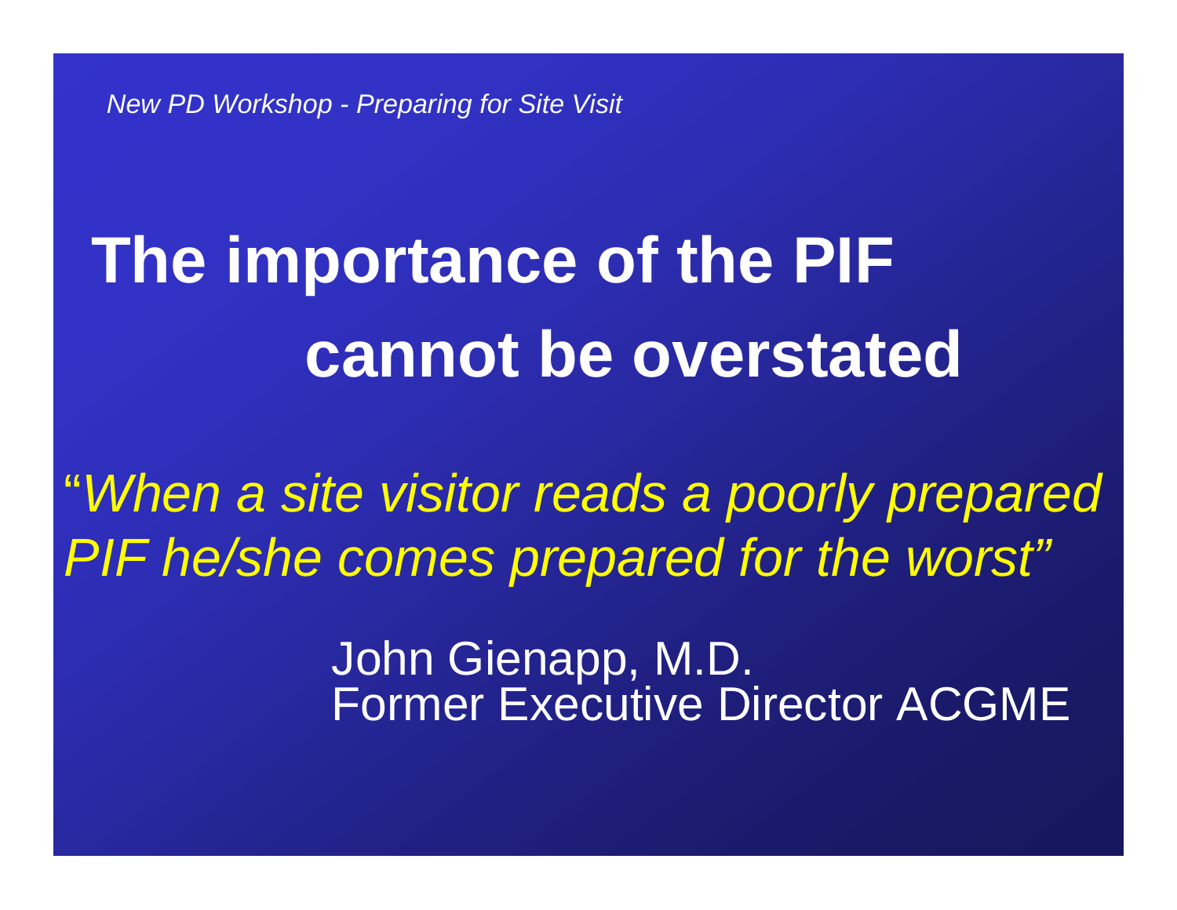*New PD Workshop - Preparing for Site Visit*

# The importance of the PIF cannot be overstated

"*When a site visitor reads a poorly prepared PIF he/she comes prepared for the worst*"

John Gienapp, M.D.
Former Executive Director ACGME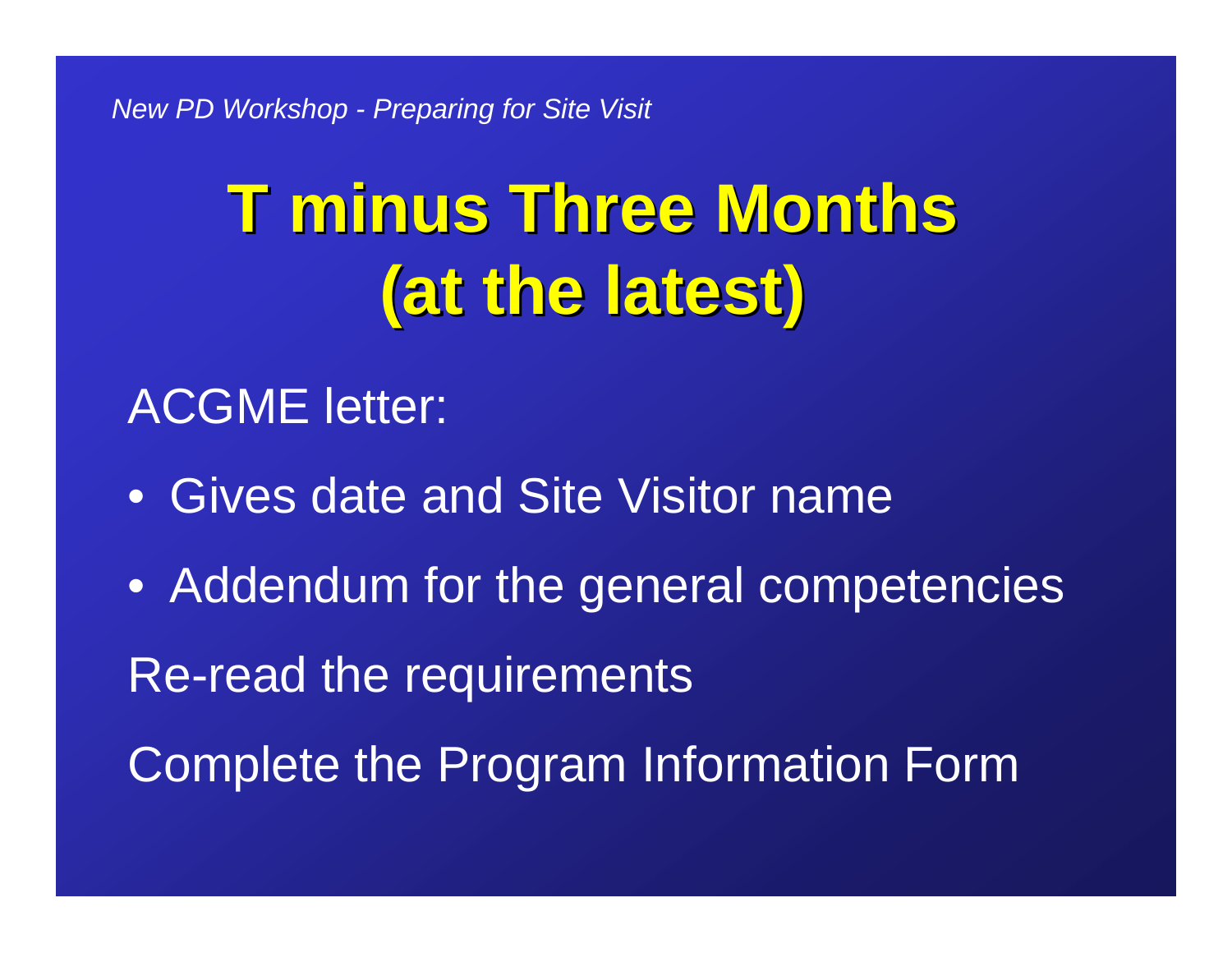# T minus Three Months (at the latest)

ACGME letter:

- Gives date and Site Visitor name
- Addendum for the general competencies

Re-read the requirements

Complete the Program Information Form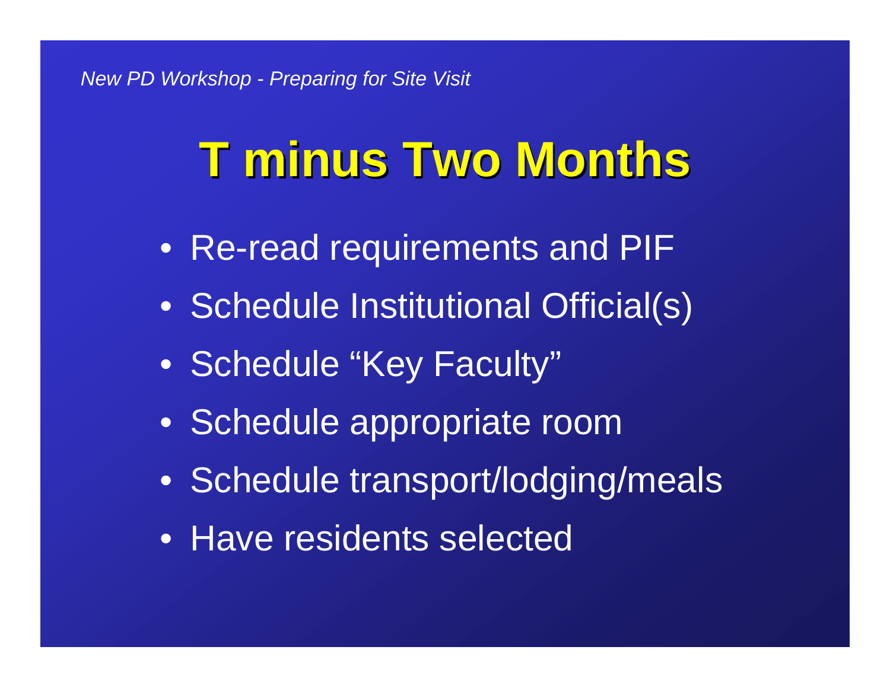# T minus Two Months

- Re-read requirements and PIF
- Schedule Institutional Official(s)
- Schedule "Key Faculty"
- Schedule appropriate room
- Schedule transport/lodging/meals
- Have residents selected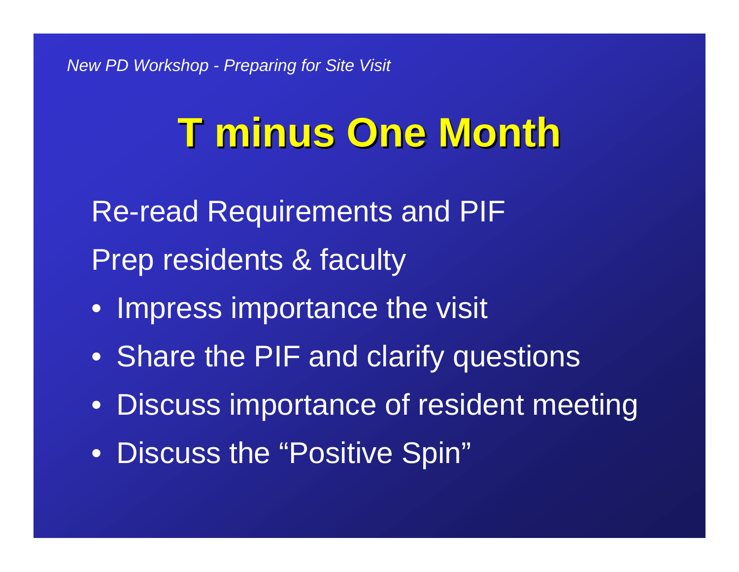# T minus One Month

Re-read Requirements and PIF

Prep residents & faculty

- Impress importance the visit
- Share the PIF and clarify questions
- Discuss importance of resident meeting
- Discuss the "Positive Spin"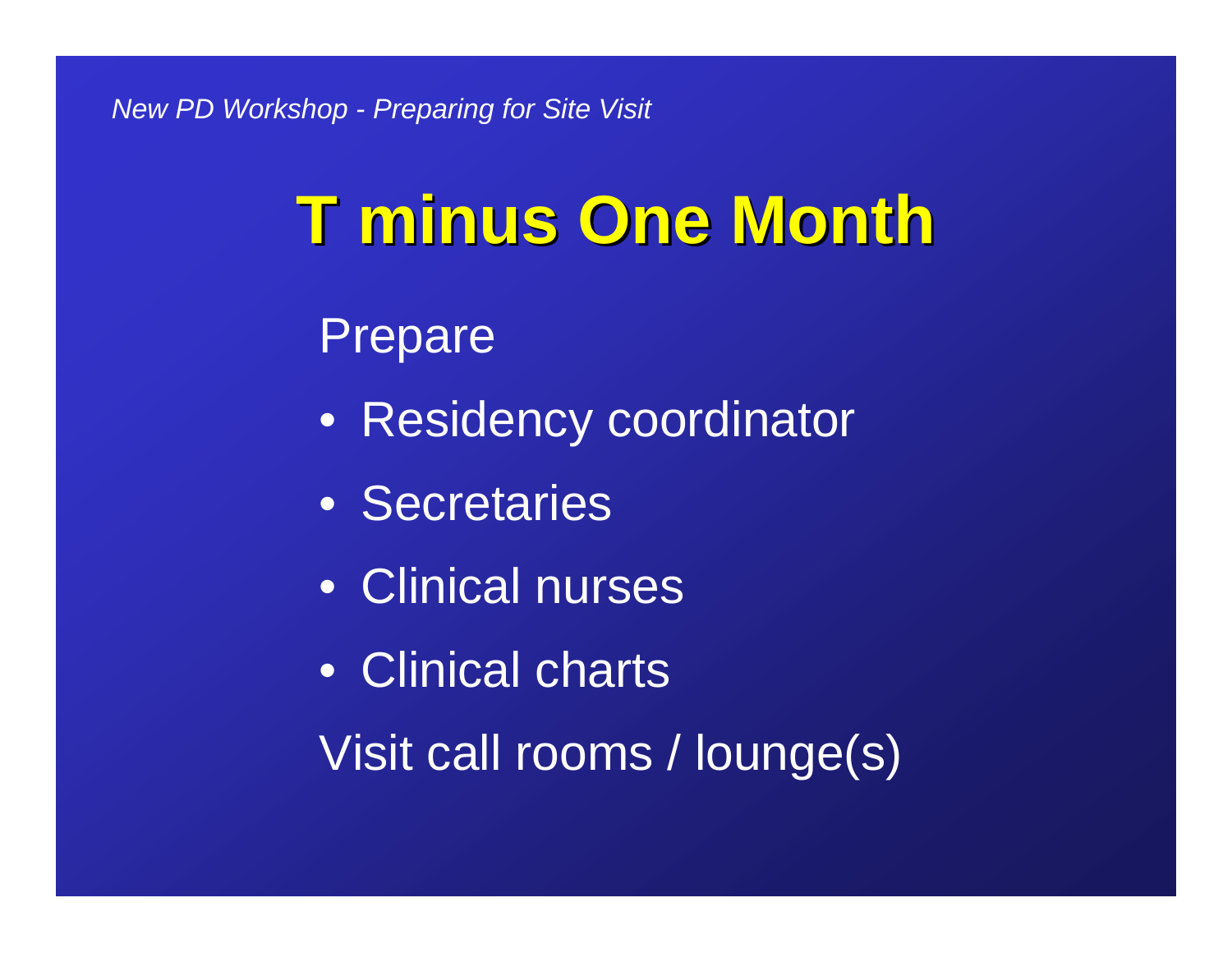# T minus One Month

Prepare

- Residency coordinator
- Secretaries
- Clinical nurses
- Clinical charts

Visit call rooms / lounge(s)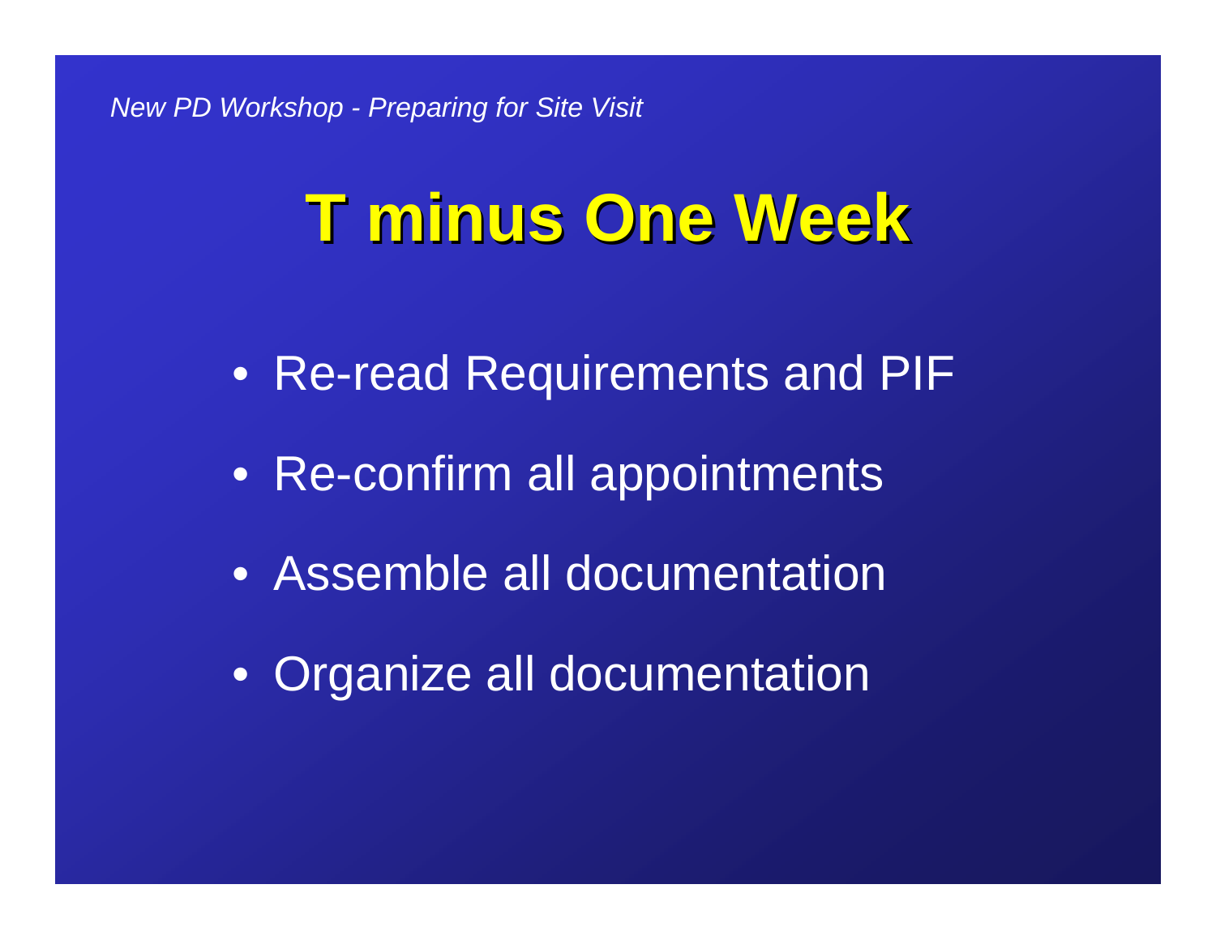# T minus One Week

- Re-read Requirements and PIF
- Re-confirm all appointments
- Assemble all documentation
- Organize all documentation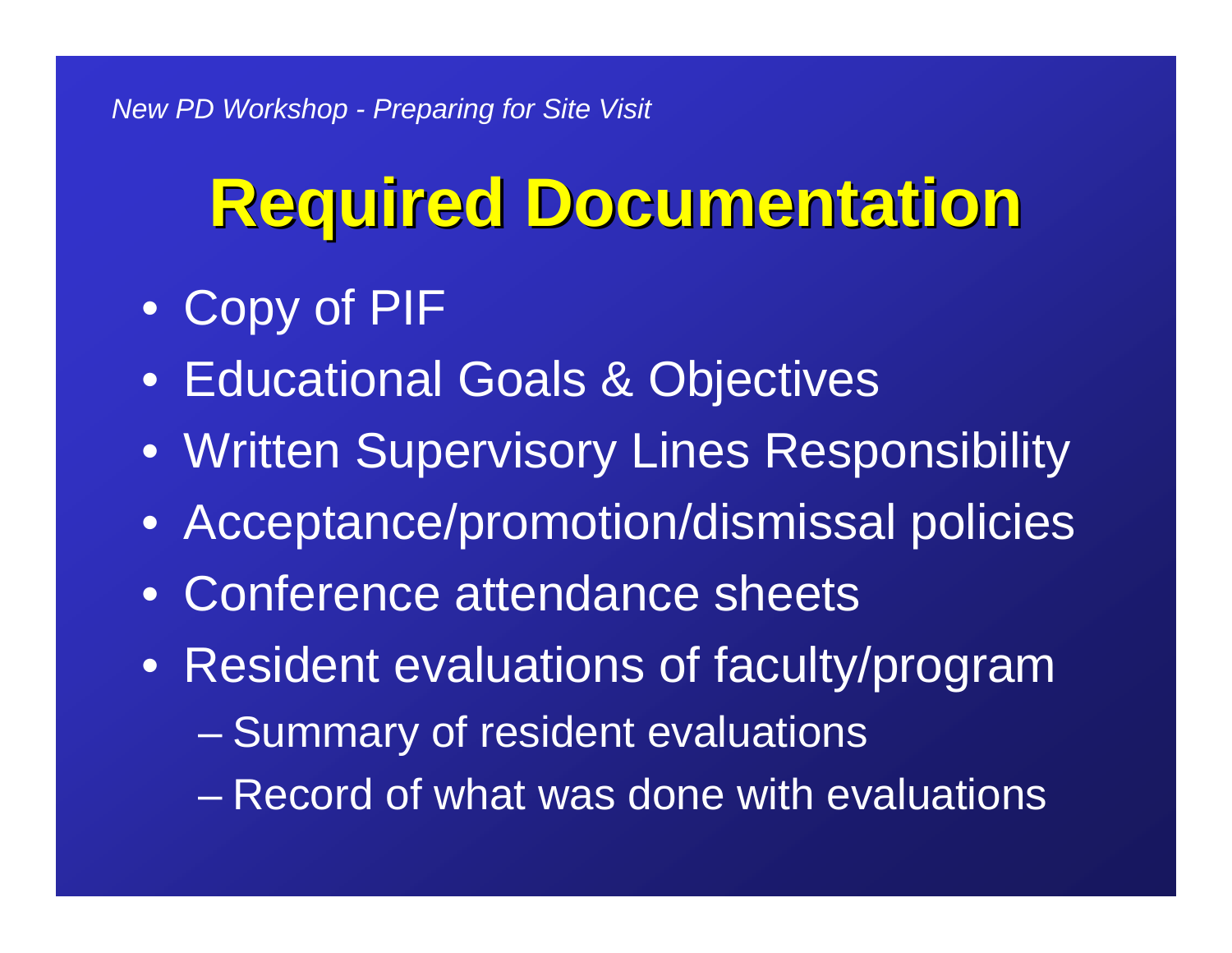# Required Documentation

- Copy of PIF
- Educational Goals & Objectives
- Written Supervisory Lines Responsibility
- Acceptance/promotion/dismissal policies
- Conference attendance sheets
- Resident evaluations of faculty/program
  - Summary of resident evaluations
  - Record of what was done with evaluations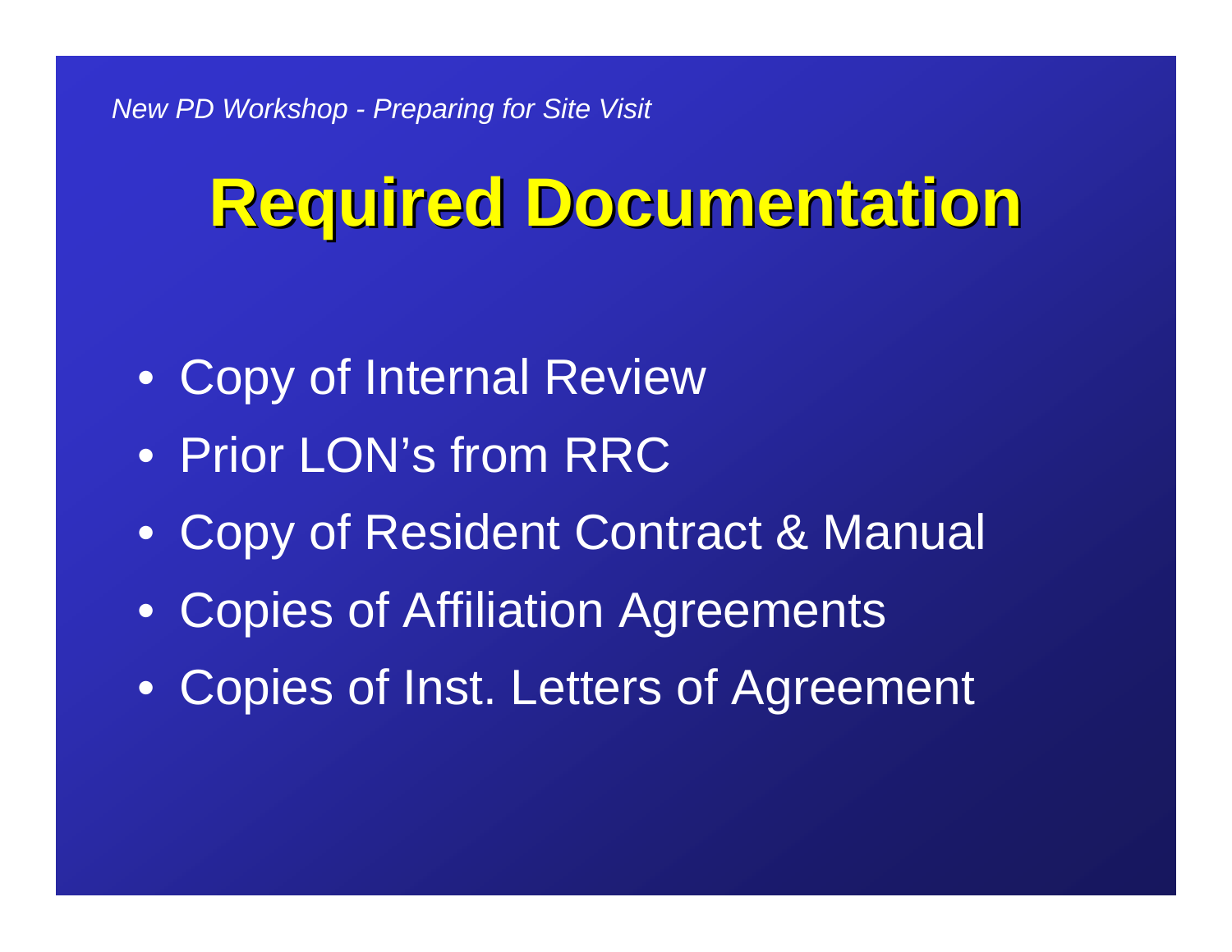# Required Documentation

- Copy of Internal Review
- Prior LON's from RRC
- Copy of Resident Contract & Manual
- Copies of Affiliation Agreements
- Copies of Inst. Letters of Agreement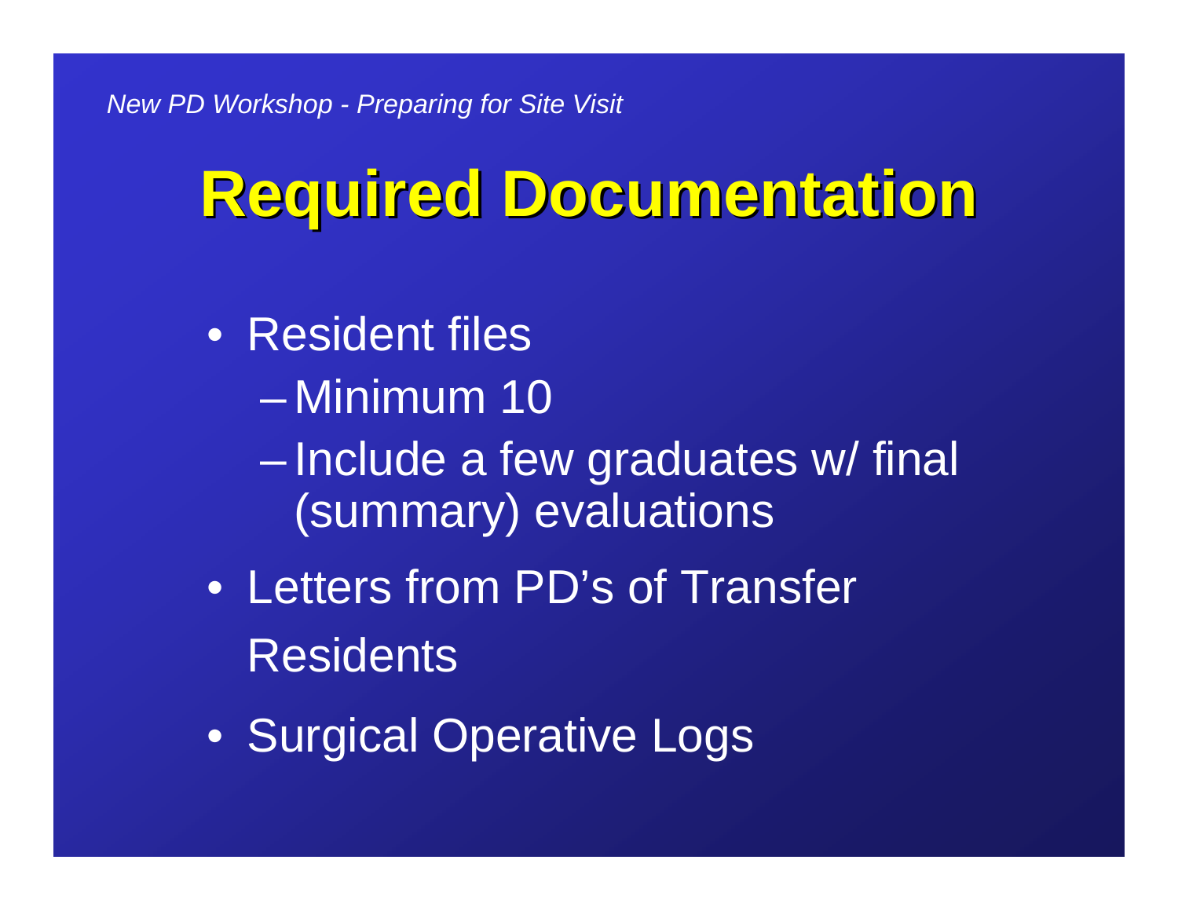# Required Documentation

- Resident files
  - Minimum 10
  - Include a few graduates w/ final (summary) evaluations
- Letters from PD's of Transfer Residents
- Surgical Operative Logs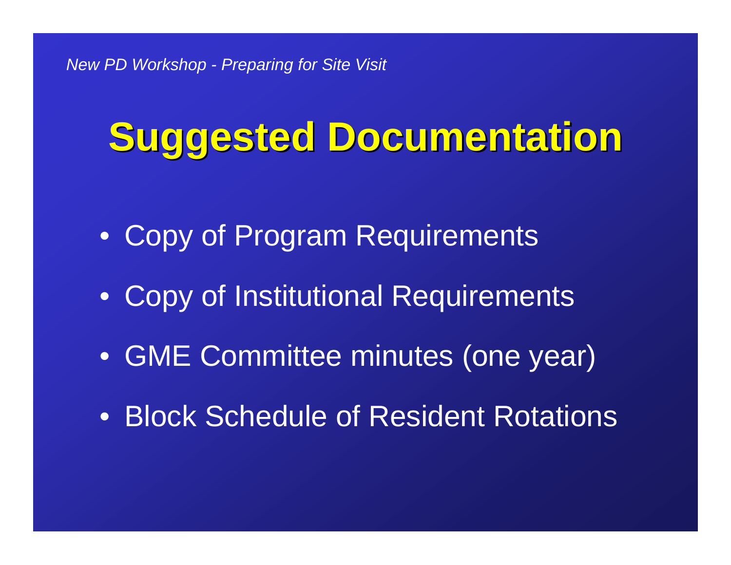# Suggested Documentation

- Copy of Program Requirements
- Copy of Institutional Requirements
- GME Committee minutes (one year)
- Block Schedule of Resident Rotations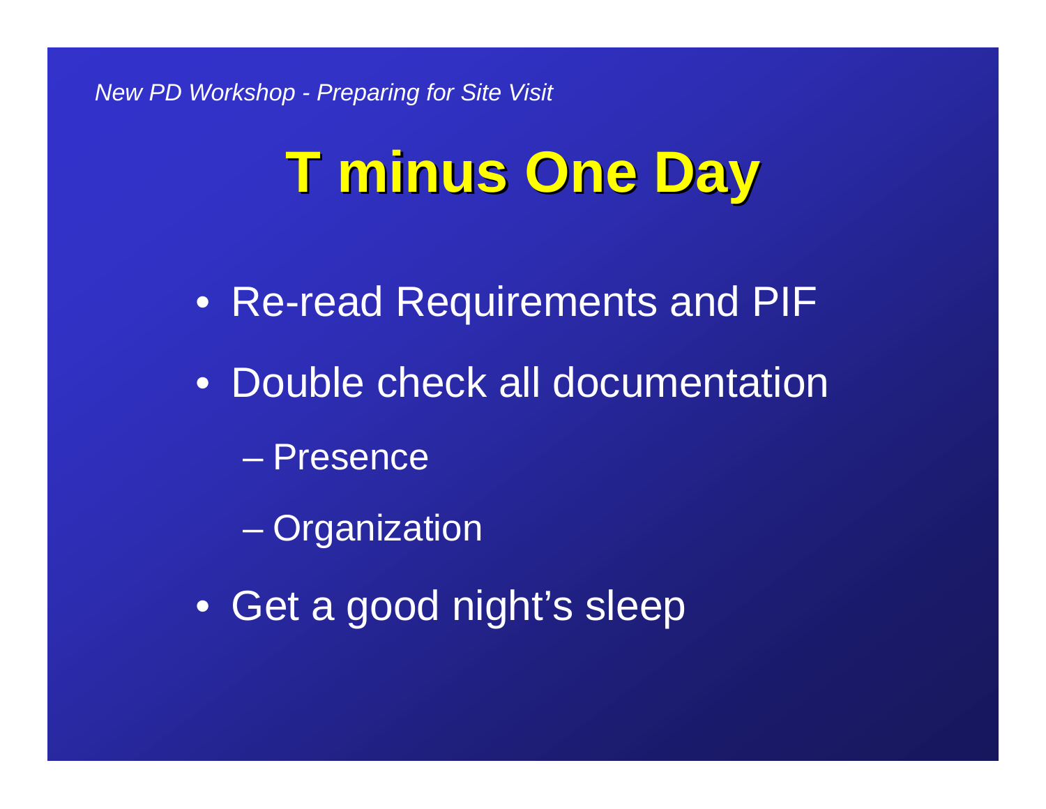# T minus One Day

- Re-read Requirements and PIF
- Double check all documentation
  - Presence
  - Organization
- Get a good night's sleep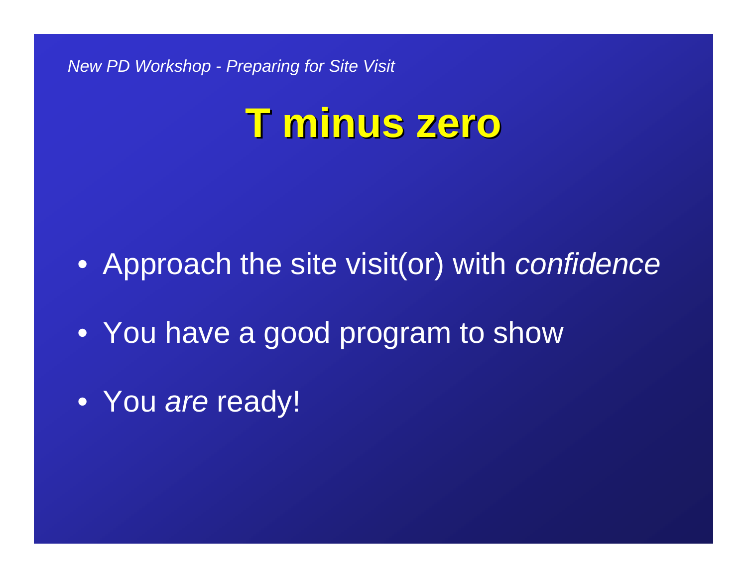# T minus zero

- Approach the site visit(or) with *confidence*
- You have a good program to show
- You *are* ready!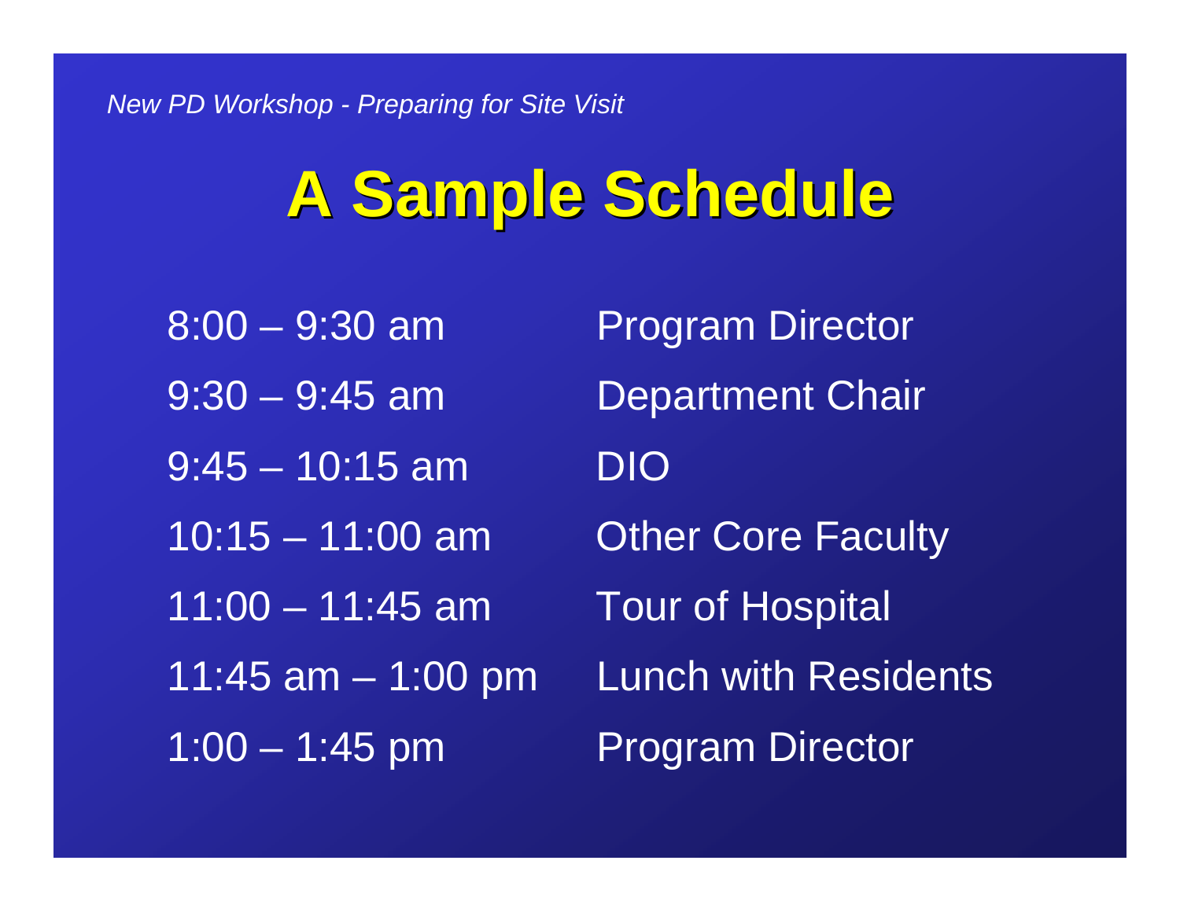# A Sample Schedule

| | |
|---|---|
| 8:00 – 9:30 am | Program Director |
| 9:30 – 9:45 am | Department Chair |
| 9:45 – 10:15 am | DIO |
| 10:15 – 11:00 am | Other Core Faculty |
| 11:00 – 11:45 am | Tour of Hospital |
| 11:45 am – 1:00 pm | Lunch with Residents |
| 1:00 – 1:45 pm | Program Director |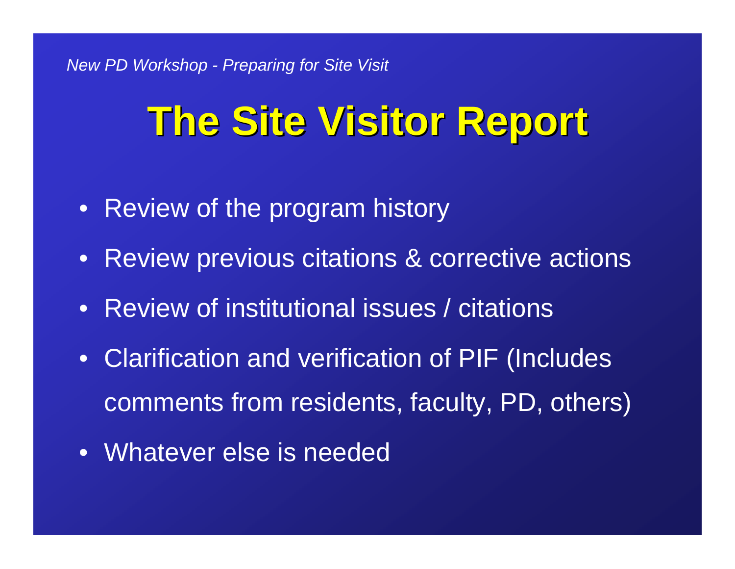# The Site Visitor Report

- Review of the program history
- Review previous citations & corrective actions
- Review of institutional issues / citations
- Clarification and verification of PIF (Includes comments from residents, faculty, PD, others)
- Whatever else is needed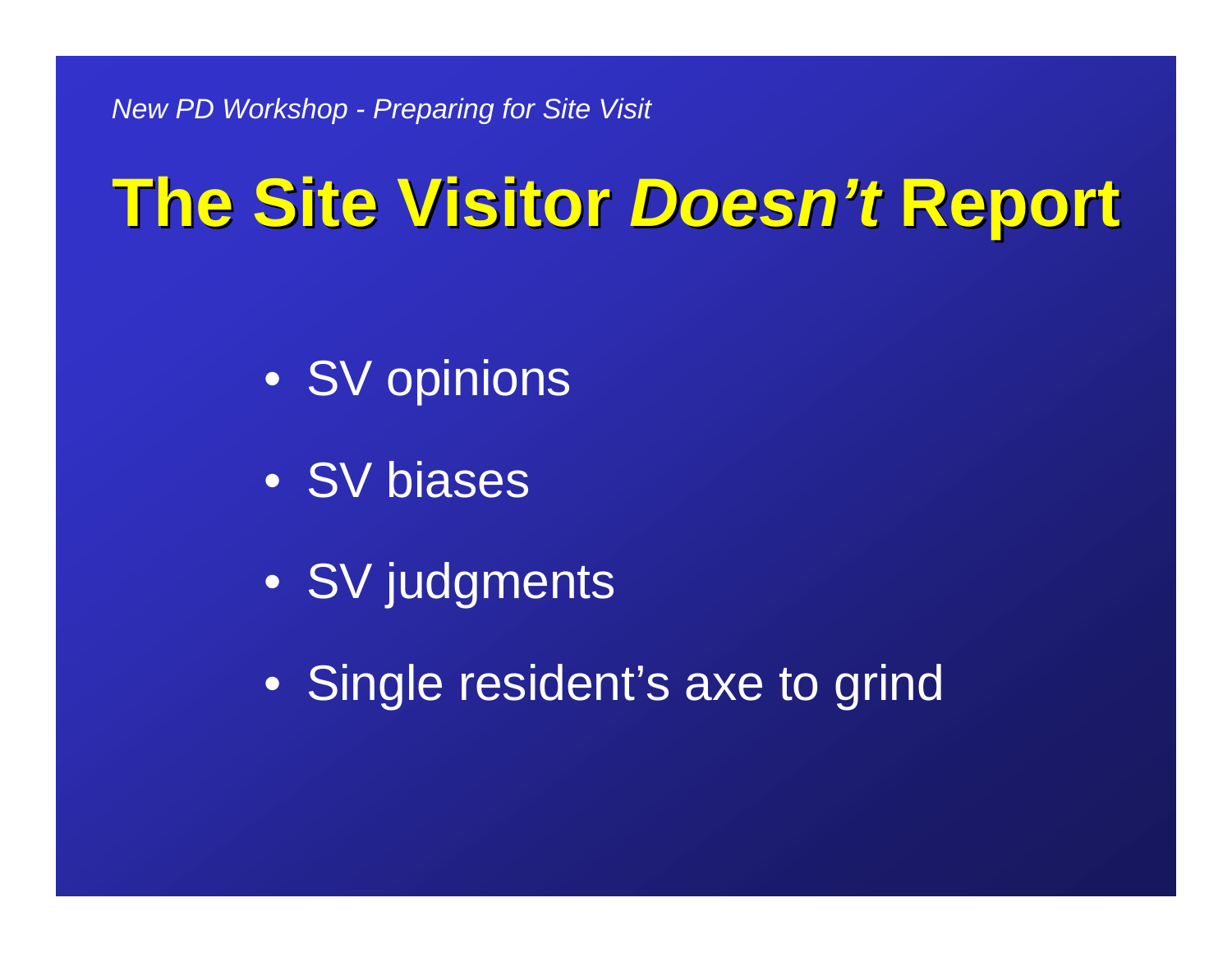# The Site Visitor *Doesn't* Report

- SV opinions
- SV biases
- SV judgments
- Single resident's axe to grind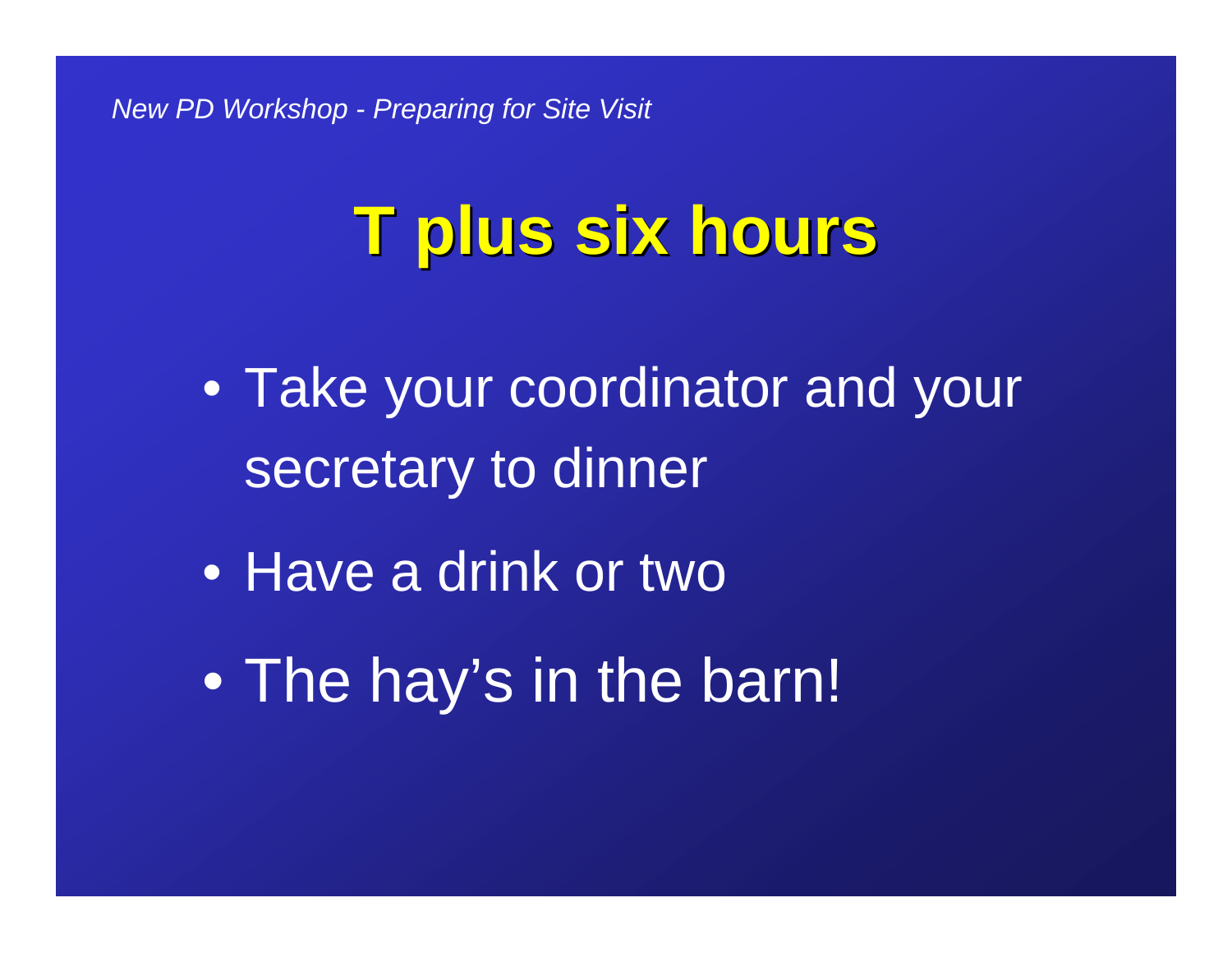# T plus six hours

- Take your coordinator and your secretary to dinner
- Have a drink or two
- The hay's in the barn!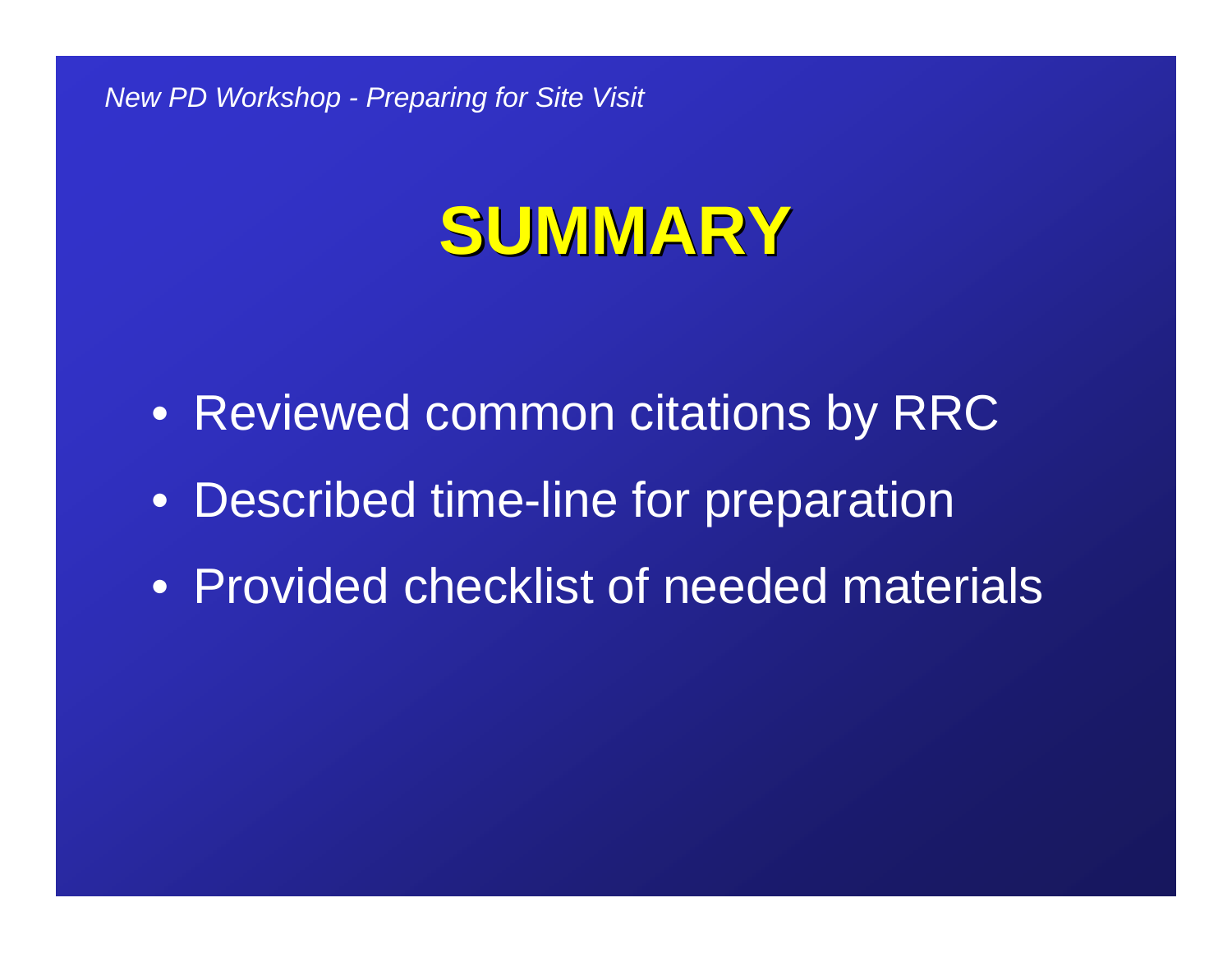# SUMMARY

- Reviewed common citations by RRC
- Described time-line for preparation
- Provided checklist of needed materials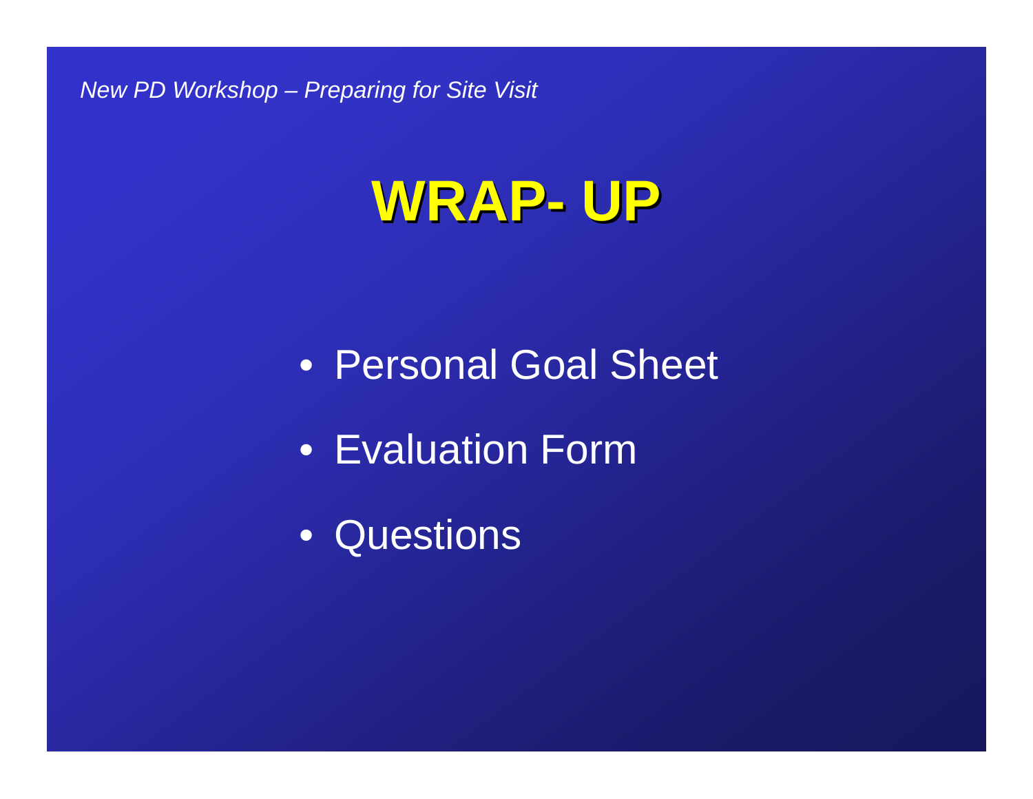*New PD Workshop – Preparing for Site Visit*

# WRAP- UP

- Personal Goal Sheet
- Evaluation Form
- Questions